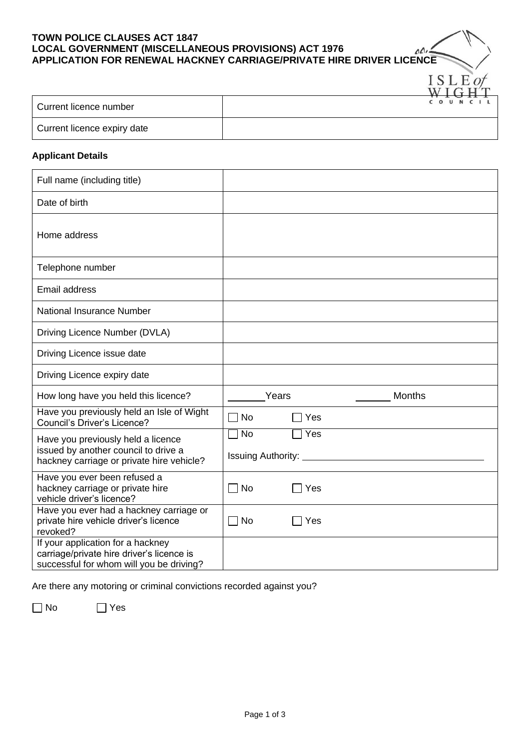**TOWN POLICE CLAUSES ACT 1847**
**LOCAL GOVERNMENT (MISCELLANEOUS PROVISIONS) ACT 1976**
**APPLICATION FOR RENEWAL HACKNEY CARRIAGE/PRIVATE HIRE DRIVER LICENCE**

ISLE of WIGHT COUNCIL

| Current licence number | |
|---|---|
| Current licence expiry date | |

**Applicant Details**

| Full name (including title) | |
|---|---|
| Date of birth | |
| Home address | |
| Telephone number | |
| Email address | |
| National Insurance Number | |
| Driving Licence Number (DVLA) | |
| Driving Licence issue date | |
| Driving Licence expiry date | |
| How long have you held this licence? | _______ Years _______ Months |
| Have you previously held an Isle of Wight Council's Driver's Licence? | ☐ No ☐ Yes |
| Have you previously held a licence issued by another council to drive a hackney carriage or private hire vehicle? | ☐ No ☐ Yes<br>Issuing Authority: ________________ |
| Have you ever been refused a hackney carriage or private hire vehicle driver's licence? | ☐ No ☐ Yes |
| Have you ever had a hackney carriage or private hire vehicle driver's licence revoked? | ☐ No ☐ Yes |
| If your application for a hackney carriage/private hire driver's licence is successful for whom will you be driving? | |

Are there any motoring or criminal convictions recorded against you?

☐ No ☐ Yes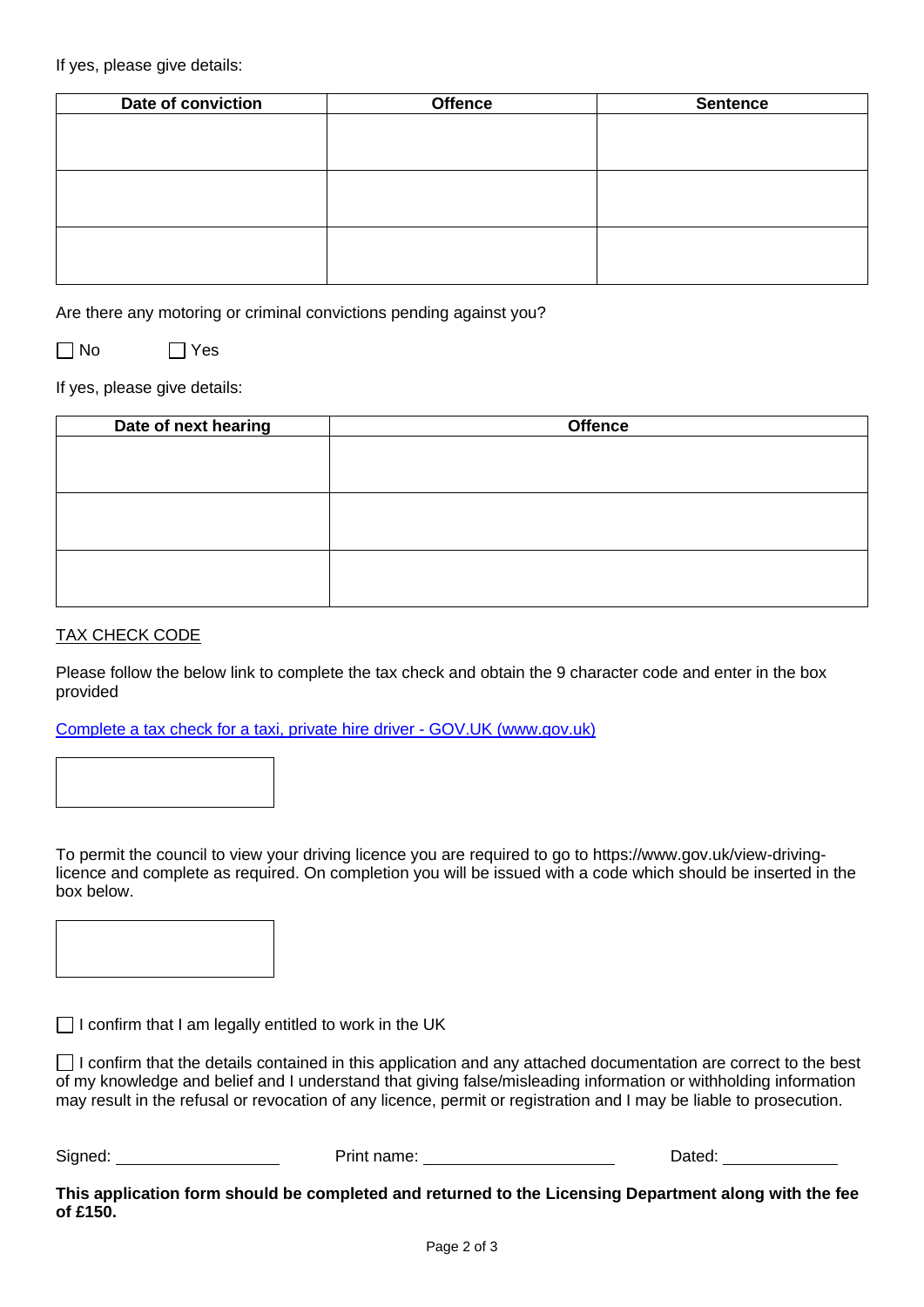If yes, please give details:

| Date of conviction | Offence | Sentence |
| --- | --- | --- |
| | | |
| | | |
| | | |

Are there any motoring or criminal convictions pending against you?

☐ No ☐ Yes

If yes, please give details:

| Date of next hearing | Offence |
| --- | --- |
| | |
| | |
| | |

TAX CHECK CODE

Please follow the below link to complete the tax check and obtain the 9 character code and enter in the box provided

[Complete a tax check for a taxi, private hire driver - GOV.UK (www.gov.uk)](https://www.gov.uk)

| |
| --- |

To permit the council to view your driving licence you are required to go to https://www.gov.uk/view-driving-licence and complete as required. On completion you will be issued with a code which should be inserted in the box below.

| |
| --- |

☐ I confirm that I am legally entitled to work in the UK

☐ I confirm that the details contained in this application and any attached documentation are correct to the best of my knowledge and belief and I understand that giving false/misleading information or withholding information may result in the refusal or revocation of any licence, permit or registration and I may be liable to prosecution.

Signed: \_\_\_\_\_\_\_\_\_\_\_\_\_\_\_\_\_\_ Print name: \_\_\_\_\_\_\_\_\_\_\_\_\_\_\_\_\_\_\_\_\_\_ Dated: \_\_\_\_\_\_\_\_\_\_\_\_\_

**This application form should be completed and returned to the Licensing Department along with the fee of £150.**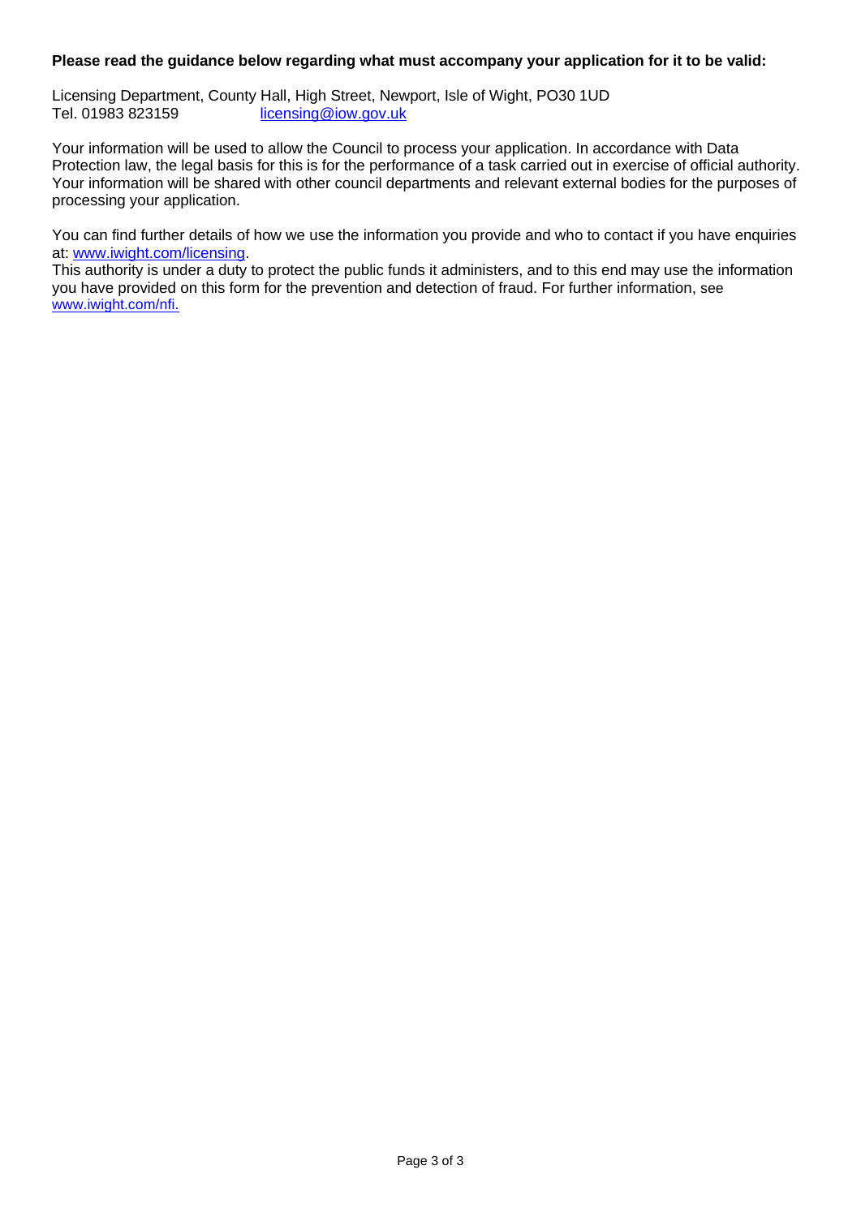**Please read the guidance below regarding what must accompany your application for it to be valid:**

Licensing Department, County Hall, High Street, Newport, Isle of Wight, PO30 1UD
Tel. 01983 823159 licensing@iow.gov.uk

Your information will be used to allow the Council to process your application. In accordance with Data Protection law, the legal basis for this is for the performance of a task carried out in exercise of official authority. Your information will be shared with other council departments and relevant external bodies for the purposes of processing your application.

You can find further details of how we use the information you provide and who to contact if you have enquiries at: www.iwight.com/licensing.
This authority is under a duty to protect the public funds it administers, and to this end may use the information you have provided on this form for the prevention and detection of fraud. For further information, see www.iwight.com/nfi.